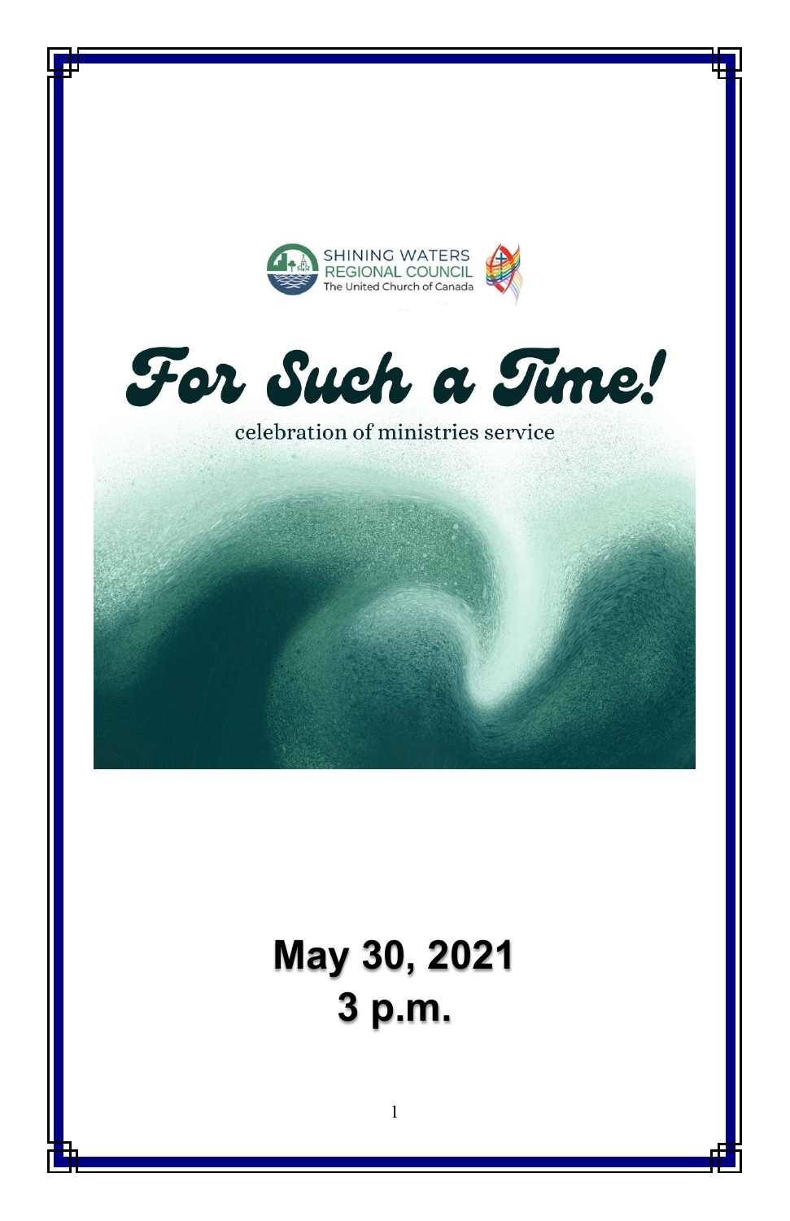SHINING WATERS
REGIONAL COUNCIL
The United Church of Canada

# For Such a Time!

celebration of ministries service

## May 30, 2021
## 3 p.m.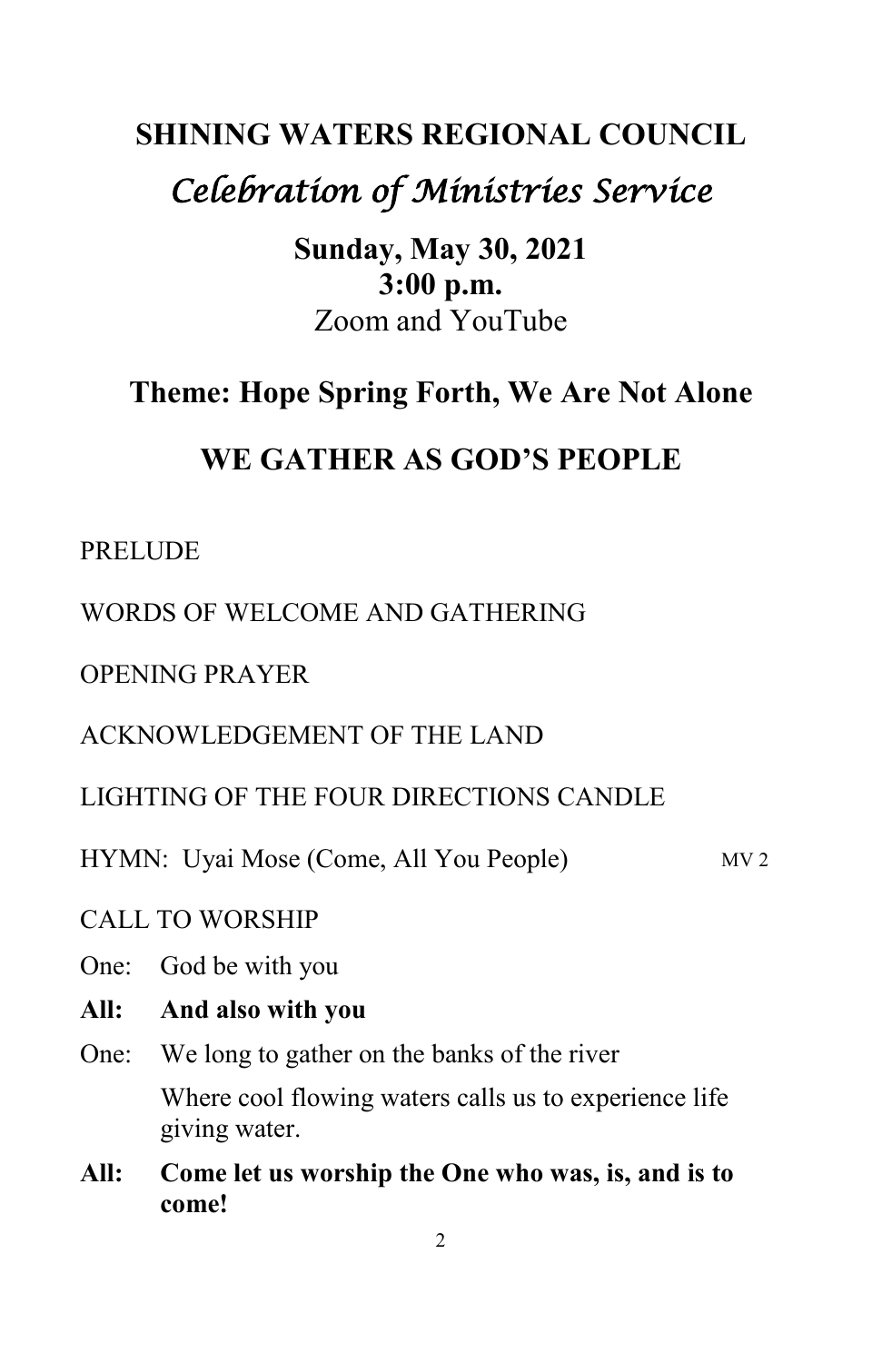# SHINING WATERS REGIONAL COUNCIL

## *Celebration of Ministries Service*

**Sunday, May 30, 2021**
**3:00 p.m.**
Zoom and YouTube

## Theme: Hope Spring Forth, We Are Not Alone

## WE GATHER AS GOD'S PEOPLE

PRELUDE

WORDS OF WELCOME AND GATHERING

OPENING PRAYER

ACKNOWLEDGEMENT OF THE LAND

LIGHTING OF THE FOUR DIRECTIONS CANDLE

HYMN: Uyai Mose (Come, All You People) MV 2

CALL TO WORSHIP

One: God be with you

**All: And also with you**

One: We long to gather on the banks of the river
Where cool flowing waters calls us to experience life giving water.

**All: Come let us worship the One who was, is, and is to come!**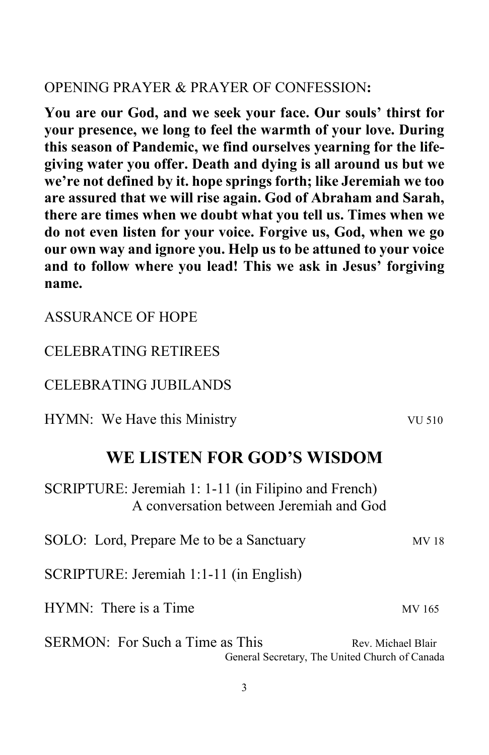OPENING PRAYER & PRAYER OF CONFESSION**:**

**You are our God, and we seek your face. Our souls' thirst for your presence, we long to feel the warmth of your love. During this season of Pandemic, we find ourselves yearning for the life-giving water you offer. Death and dying is all around us but we we're not defined by it. hope springs forth; like Jeremiah we too are assured that we will rise again. God of Abraham and Sarah, there are times when we doubt what you tell us. Times when we do not even listen for your voice. Forgive us, God, when we go our own way and ignore you. Help us to be attuned to your voice and to follow where you lead! This we ask in Jesus' forgiving name.**

ASSURANCE OF HOPE

CELEBRATING RETIREES

CELEBRATING JUBILANDS

HYMN: We Have this Ministry VU 510

## WE LISTEN FOR GOD'S WISDOM

SCRIPTURE: Jeremiah 1: 1-11 (in Filipino and French)
A conversation between Jeremiah and God

SOLO: Lord, Prepare Me to be a Sanctuary MV 18

SCRIPTURE: Jeremiah 1:1-11 (in English)

HYMN: There is a Time MV 165

SERMON: For Such a Time as This Rev. Michael Blair
General Secretary, The United Church of Canada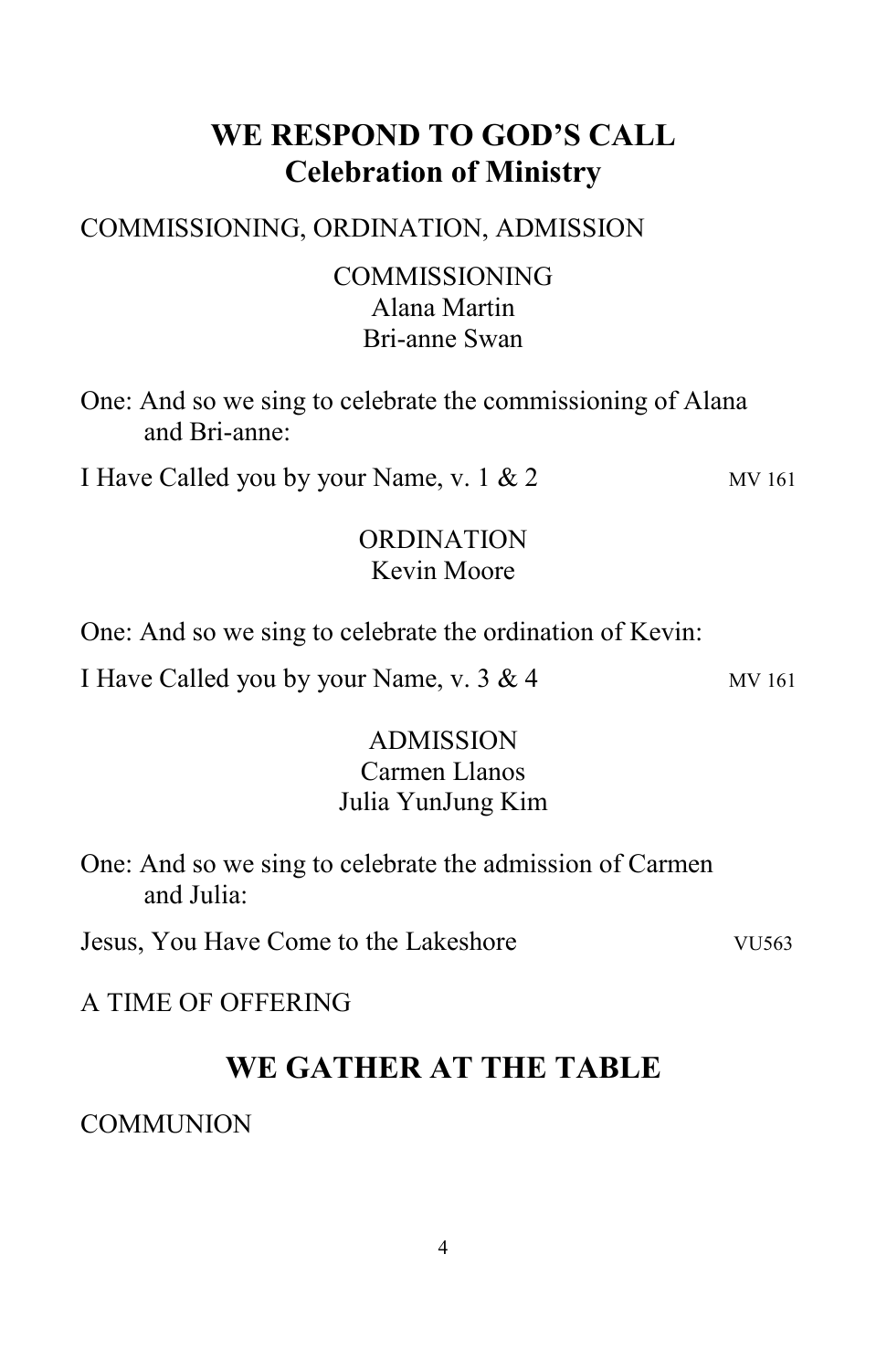# WE RESPOND TO GOD'S CALL
## Celebration of Ministry

COMMISSIONING, ORDINATION, ADMISSION

COMMISSIONING
Alana Martin
Bri-anne Swan

One: And so we sing to celebrate the commissioning of Alana and Bri-anne:

I Have Called you by your Name, v. 1 & 2 MV 161

ORDINATION
Kevin Moore

One: And so we sing to celebrate the ordination of Kevin:

I Have Called you by your Name, v. 3 & 4 MV 161

ADMISSION
Carmen Llanos
Julia YunJung Kim

One: And so we sing to celebrate the admission of Carmen and Julia:

Jesus, You Have Come to the Lakeshore VU563

A TIME OF OFFERING

# WE GATHER AT THE TABLE

COMMUNION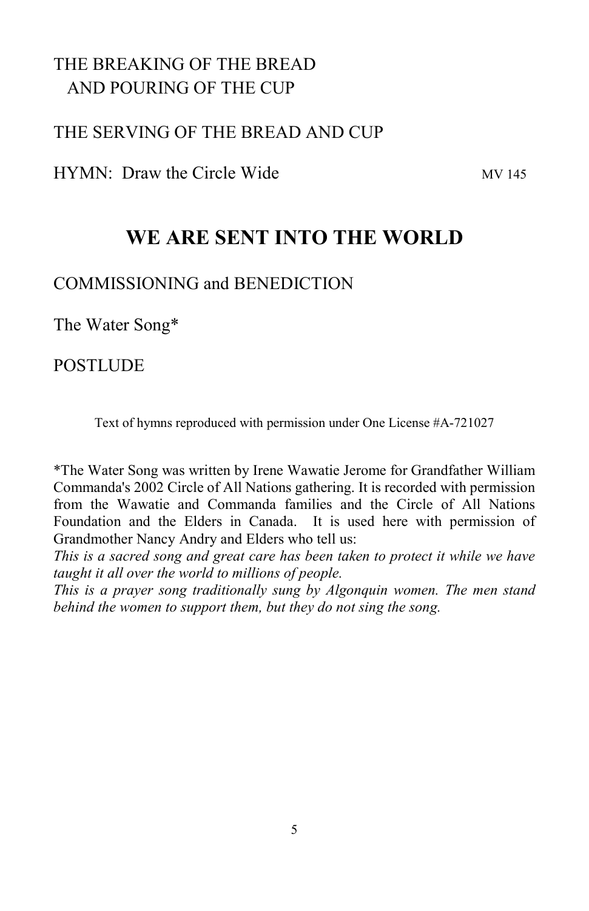THE BREAKING OF THE BREAD
AND POURING OF THE CUP

THE SERVING OF THE BREAD AND CUP

HYMN: Draw the Circle Wide MV 145

## WE ARE SENT INTO THE WORLD

COMMISSIONING and BENEDICTION

The Water Song*

POSTLUDE

Text of hymns reproduced with permission under One License #A-721027

*The Water Song was written by Irene Wawatie Jerome for Grandfather William Commanda's 2002 Circle of All Nations gathering. It is recorded with permission from the Wawatie and Commanda families and the Circle of All Nations Foundation and the Elders in Canada. It is used here with permission of Grandmother Nancy Andry and Elders who tell us:

*This is a sacred song and great care has been taken to protect it while we have taught it all over the world to millions of people.*

*This is a prayer song traditionally sung by Algonquin women. The men stand behind the women to support them, but they do not sing the song.*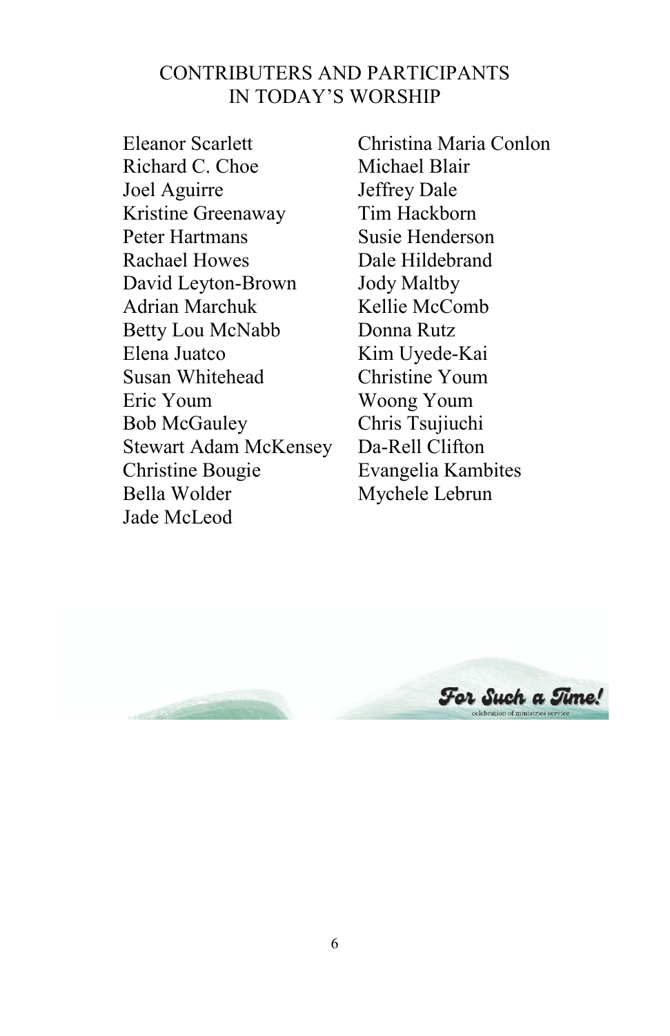# CONTRIBUTERS AND PARTICIPANTS IN TODAY'S WORSHIP

Eleanor Scarlett
Richard C. Choe
Joel Aguirre
Kristine Greenaway
Peter Hartmans
Rachael Howes
David Leyton-Brown
Adrian Marchuk
Betty Lou McNabb
Elena Juatco
Susan Whitehead
Eric Youm
Bob McGauley
Stewart Adam McKensey
Christine Bougie
Bella Wolder
Jade McLeod
Christina Maria Conlon
Michael Blair
Jeffrey Dale
Tim Hackborn
Susie Henderson
Dale Hildebrand
Jody Maltby
Kellie McComb
Donna Rutz
Kim Uyede-Kai
Christine Youm
Woong Youm
Chris Tsujiuchi
Da-Rell Clifton
Evangelia Kambites
Mychele Lebrun

For Such a Time!
celebration of ministries service